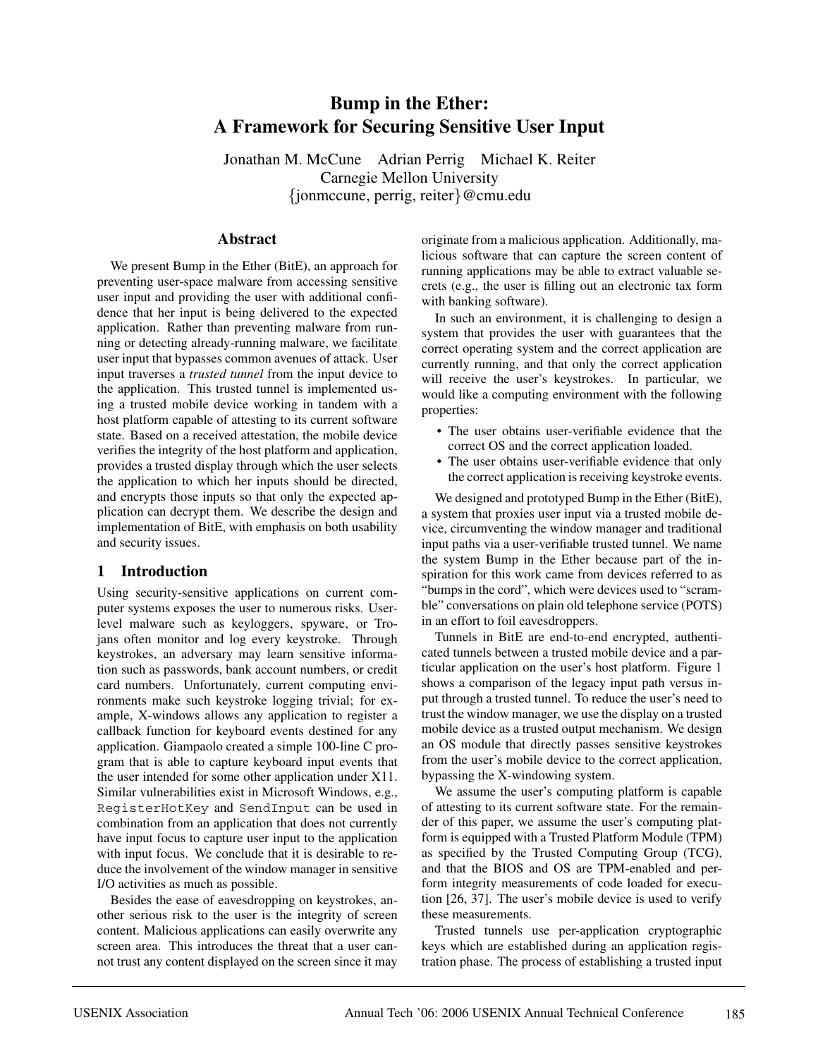# Bump in the Ether: A Framework for Securing Sensitive User Input

Jonathan M. McCune   Adrian Perrig   Michael K. Reiter
Carnegie Mellon University
{jonmccune, perrig, reiter}@cmu.edu

## Abstract

We present Bump in the Ether (BitE), an approach for preventing user-space malware from accessing sensitive user input and providing the user with additional confidence that her input is being delivered to the expected application. Rather than preventing malware from running or detecting already-running malware, we facilitate user input that bypasses common avenues of attack. User input traverses a *trusted tunnel* from the input device to the application. This trusted tunnel is implemented using a trusted mobile device working in tandem with a host platform capable of attesting to its current software state. Based on a received attestation, the mobile device verifies the integrity of the host platform and application, provides a trusted display through which the user selects the application to which her inputs should be directed, and encrypts those inputs so that only the expected application can decrypt them. We describe the design and implementation of BitE, with emphasis on both usability and security issues.

## 1 Introduction

Using security-sensitive applications on current computer systems exposes the user to numerous risks. User-level malware such as keyloggers, spyware, or Trojans often monitor and log every keystroke. Through keystrokes, an adversary may learn sensitive information such as passwords, bank account numbers, or credit card numbers. Unfortunately, current computing environments make such keystroke logging trivial; for example, X-windows allows any application to register a callback function for keyboard events destined for any application. Giampaolo created a simple 100-line C program that is able to capture keyboard input events that the user intended for some other application under X11. Similar vulnerabilities exist in Microsoft Windows, e.g., `RegisterHotKey` and `SendInput` can be used in combination from an application that does not currently have input focus to capture user input to the application with input focus. We conclude that it is desirable to reduce the involvement of the window manager in sensitive I/O activities as much as possible.

Besides the ease of eavesdropping on keystrokes, another serious risk to the user is the integrity of screen content. Malicious applications can easily overwrite any screen area. This introduces the threat that a user cannot trust any content displayed on the screen since it may originate from a malicious application. Additionally, malicious software that can capture the screen content of running applications may be able to extract valuable secrets (e.g., the user is filling out an electronic tax form with banking software).

In such an environment, it is challenging to design a system that provides the user with guarantees that the correct operating system and the correct application are currently running, and that only the correct application will receive the user's keystrokes. In particular, we would like a computing environment with the following properties:

- The user obtains user-verifiable evidence that the correct OS and the correct application loaded.
- The user obtains user-verifiable evidence that only the correct application is receiving keystroke events.

We designed and prototyped Bump in the Ether (BitE), a system that proxies user input via a trusted mobile device, circumventing the window manager and traditional input paths via a user-verifiable trusted tunnel. We name the system Bump in the Ether because part of the inspiration for this work came from devices referred to as "bumps in the cord", which were devices used to "scramble" conversations on plain old telephone service (POTS) in an effort to foil eavesdroppers.

Tunnels in BitE are end-to-end encrypted, authenticated tunnels between a trusted mobile device and a particular application on the user's host platform. Figure 1 shows a comparison of the legacy input path versus input through a trusted tunnel. To reduce the user's need to trust the window manager, we use the display on a trusted mobile device as a trusted output mechanism. We design an OS module that directly passes sensitive keystrokes from the user's mobile device to the correct application, bypassing the X-windowing system.

We assume the user's computing platform is capable of attesting to its current software state. For the remainder of this paper, we assume the user's computing platform is equipped with a Trusted Platform Module (TPM) as specified by the Trusted Computing Group (TCG), and that the BIOS and OS are TPM-enabled and perform integrity measurements of code loaded for execution [26, 37]. The user's mobile device is used to verify these measurements.

Trusted tunnels use per-application cryptographic keys which are established during an application registration phase. The process of establishing a trusted input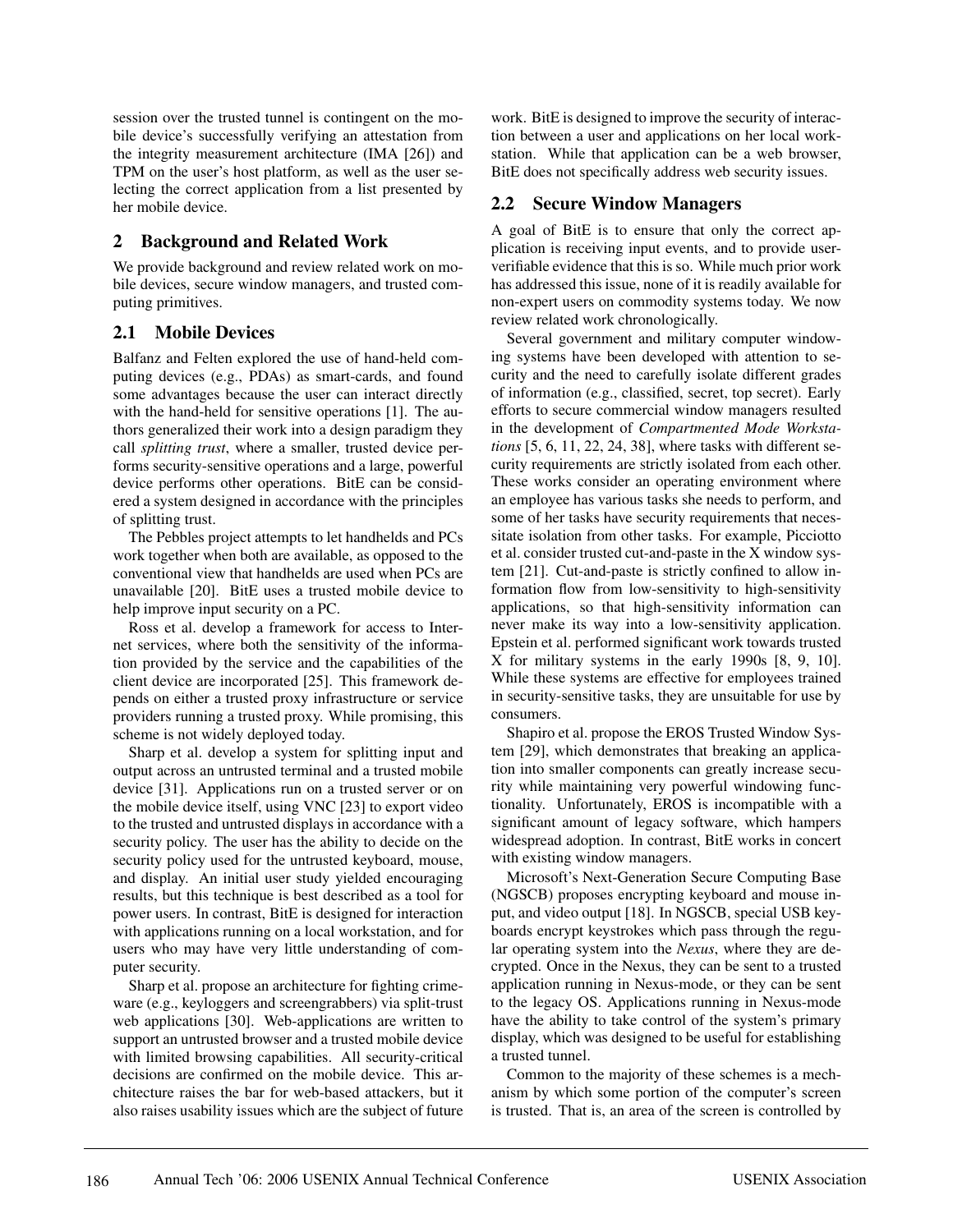session over the trusted tunnel is contingent on the mobile device's successfully verifying an attestation from the integrity measurement architecture (IMA [26]) and TPM on the user's host platform, as well as the user selecting the correct application from a list presented by her mobile device.

## 2 Background and Related Work

We provide background and review related work on mobile devices, secure window managers, and trusted computing primitives.

### 2.1 Mobile Devices

Balfanz and Felten explored the use of hand-held computing devices (e.g., PDAs) as smart-cards, and found some advantages because the user can interact directly with the hand-held for sensitive operations [1]. The authors generalized their work into a design paradigm they call *splitting trust*, where a smaller, trusted device performs security-sensitive operations and a large, powerful device performs other operations. BitE can be considered a system designed in accordance with the principles of splitting trust.

The Pebbles project attempts to let handhelds and PCs work together when both are available, as opposed to the conventional view that handhelds are used when PCs are unavailable [20]. BitE uses a trusted mobile device to help improve input security on a PC.

Ross et al. develop a framework for access to Internet services, where both the sensitivity of the information provided by the service and the capabilities of the client device are incorporated [25]. This framework depends on either a trusted proxy infrastructure or service providers running a trusted proxy. While promising, this scheme is not widely deployed today.

Sharp et al. develop a system for splitting input and output across an untrusted terminal and a trusted mobile device [31]. Applications run on a trusted server or on the mobile device itself, using VNC [23] to export video to the trusted and untrusted displays in accordance with a security policy. The user has the ability to decide on the security policy used for the untrusted keyboard, mouse, and display. An initial user study yielded encouraging results, but this technique is best described as a tool for power users. In contrast, BitE is designed for interaction with applications running on a local workstation, and for users who may have very little understanding of computer security.

Sharp et al. propose an architecture for fighting crimeware (e.g., keyloggers and screengrabbers) via split-trust web applications [30]. Web-applications are written to support an untrusted browser and a trusted mobile device with limited browsing capabilities. All security-critical decisions are confirmed on the mobile device. This architecture raises the bar for web-based attackers, but it also raises usability issues which are the subject of future work. BitE is designed to improve the security of interaction between a user and applications on her local workstation. While that application can be a web browser, BitE does not specifically address web security issues.

### 2.2 Secure Window Managers

A goal of BitE is to ensure that only the correct application is receiving input events, and to provide user-verifiable evidence that this is so. While much prior work has addressed this issue, none of it is readily available for non-expert users on commodity systems today. We now review related work chronologically.

Several government and military computer windowing systems have been developed with attention to security and the need to carefully isolate different grades of information (e.g., classified, secret, top secret). Early efforts to secure commercial window managers resulted in the development of *Compartmented Mode Workstations* [5, 6, 11, 22, 24, 38], where tasks with different security requirements are strictly isolated from each other. These works consider an operating environment where an employee has various tasks she needs to perform, and some of her tasks have security requirements that necessitate isolation from other tasks. For example, Picciotto et al. consider trusted cut-and-paste in the X window system [21]. Cut-and-paste is strictly confined to allow information flow from low-sensitivity to high-sensitivity applications, so that high-sensitivity information can never make its way into a low-sensitivity application. Epstein et al. performed significant work towards trusted X for military systems in the early 1990s [8, 9, 10]. While these systems are effective for employees trained in security-sensitive tasks, they are unsuitable for use by consumers.

Shapiro et al. propose the EROS Trusted Window System [29], which demonstrates that breaking an application into smaller components can greatly increase security while maintaining very powerful windowing functionality. Unfortunately, EROS is incompatible with a significant amount of legacy software, which hampers widespread adoption. In contrast, BitE works in concert with existing window managers.

Microsoft's Next-Generation Secure Computing Base (NGSCB) proposes encrypting keyboard and mouse input, and video output [18]. In NGSCB, special USB keyboards encrypt keystrokes which pass through the regular operating system into the *Nexus*, where they are decrypted. Once in the Nexus, they can be sent to a trusted application running in Nexus-mode, or they can be sent to the legacy OS. Applications running in Nexus-mode have the ability to take control of the system's primary display, which was designed to be useful for establishing a trusted tunnel.

Common to the majority of these schemes is a mechanism by which some portion of the computer's screen is trusted. That is, an area of the screen is controlled by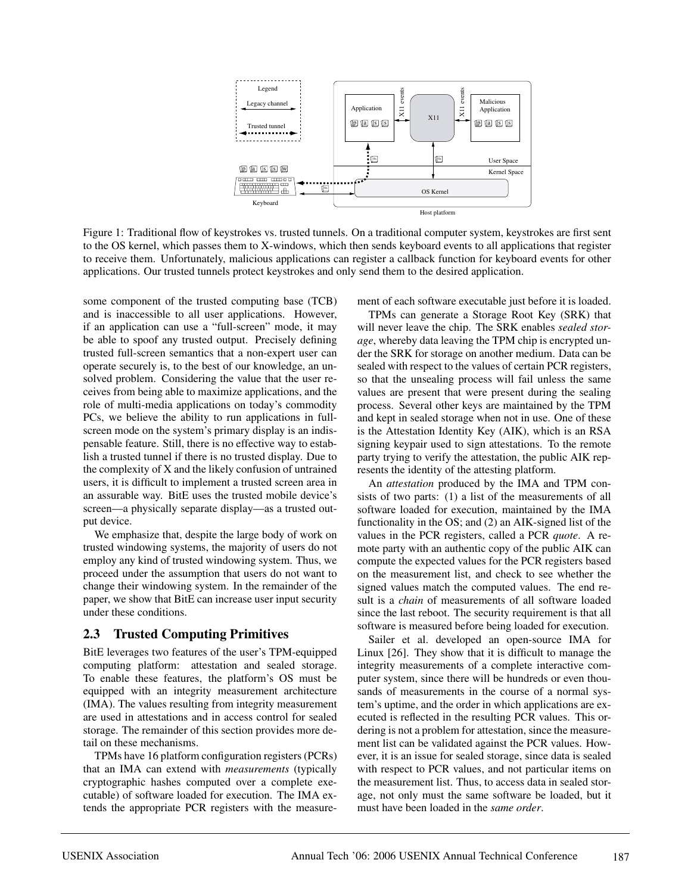Figure 1: Traditional flow of keystrokes vs. trusted tunnels. On a traditional computer system, keystrokes are first sent to the OS kernel, which passes them to X-windows, which then sends keyboard events to all applications that register to receive them. Unfortunately, malicious applications can register a callback function for keyboard events for other applications. Our trusted tunnels protect keystrokes and only send them to the desired application.

some component of the trusted computing base (TCB) and is inaccessible to all user applications. However, if an application can use a "full-screen" mode, it may be able to spoof any trusted output. Precisely defining trusted full-screen semantics that a non-expert user can operate securely is, to the best of our knowledge, an unsolved problem. Considering the value that the user receives from being able to maximize applications, and the role of multi-media applications on today's commodity PCs, we believe the ability to run applications in full-screen mode on the system's primary display is an indispensable feature. Still, there is no effective way to establish a trusted tunnel if there is no trusted display. Due to the complexity of X and the likely confusion of untrained users, it is difficult to implement a trusted screen area in an assurable way. BitE uses the trusted mobile device's screen—a physically separate display—as a trusted output device.

We emphasize that, despite the large body of work on trusted windowing systems, the majority of users do not employ any kind of trusted windowing system. Thus, we proceed under the assumption that users do not want to change their windowing system. In the remainder of the paper, we show that BitE can increase user input security under these conditions.

## 2.3 Trusted Computing Primitives

BitE leverages two features of the user's TPM-equipped computing platform: attestation and sealed storage. To enable these features, the platform's OS must be equipped with an integrity measurement architecture (IMA). The values resulting from integrity measurement are used in attestations and in access control for sealed storage. The remainder of this section provides more detail on these mechanisms.

TPMs have 16 platform configuration registers (PCRs) that an IMA can extend with *measurements* (typically cryptographic hashes computed over a complete executable) of software loaded for execution. The IMA extends the appropriate PCR registers with the measurement of each software executable just before it is loaded.

TPMs can generate a Storage Root Key (SRK) that will never leave the chip. The SRK enables *sealed storage*, whereby data leaving the TPM chip is encrypted under the SRK for storage on another medium. Data can be sealed with respect to the values of certain PCR registers, so that the unsealing process will fail unless the same values are present that were present during the sealing process. Several other keys are maintained by the TPM and kept in sealed storage when not in use. One of these is the Attestation Identity Key (AIK), which is an RSA signing keypair used to sign attestations. To the remote party trying to verify the attestation, the public AIK represents the identity of the attesting platform.

An *attestation* produced by the IMA and TPM consists of two parts: (1) a list of the measurements of all software loaded for execution, maintained by the IMA functionality in the OS; and (2) an AIK-signed list of the values in the PCR registers, called a PCR *quote*. A remote party with an authentic copy of the public AIK can compute the expected values for the PCR registers based on the measurement list, and check to see whether the signed values match the computed values. The end result is a *chain* of measurements of all software loaded since the last reboot. The security requirement is that all software is measured before being loaded for execution.

Sailer et al. developed an open-source IMA for Linux [26]. They show that it is difficult to manage the integrity measurements of a complete interactive computer system, since there will be hundreds or even thousands of measurements in the course of a normal system's uptime, and the order in which applications are executed is reflected in the resulting PCR values. This ordering is not a problem for attestation, since the measurement list can be validated against the PCR values. However, it is an issue for sealed storage, since data is sealed with respect to PCR values, and not particular items on the measurement list. Thus, to access data in sealed storage, not only must the same software be loaded, but it must have been loaded in the *same order*.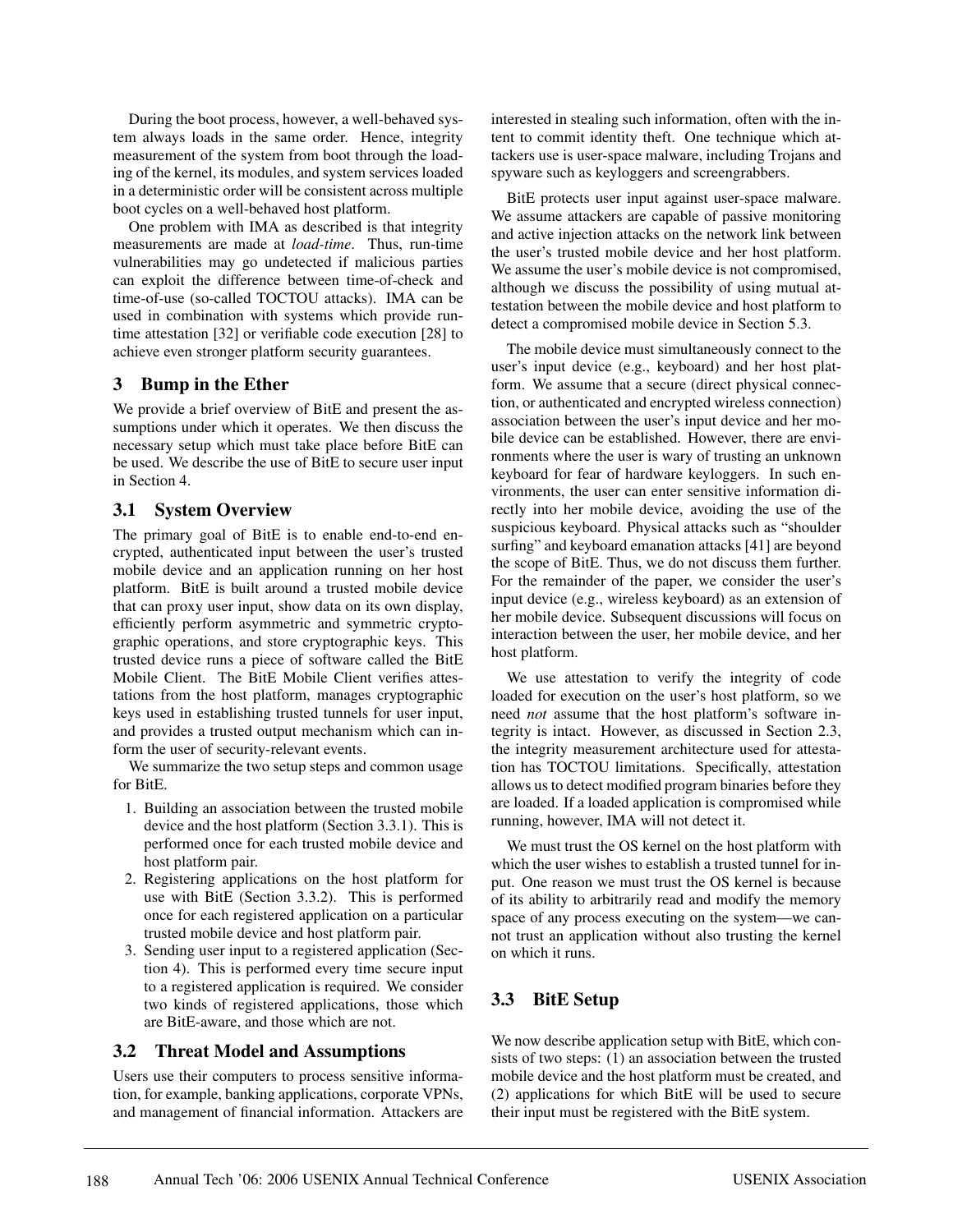During the boot process, however, a well-behaved system always loads in the same order. Hence, integrity measurement of the system from boot through the loading of the kernel, its modules, and system services loaded in a deterministic order will be consistent across multiple boot cycles on a well-behaved host platform.

One problem with IMA as described is that integrity measurements are made at *load-time*. Thus, run-time vulnerabilities may go undetected if malicious parties can exploit the difference between time-of-check and time-of-use (so-called TOCTOU attacks). IMA can be used in combination with systems which provide runtime attestation [32] or verifiable code execution [28] to achieve even stronger platform security guarantees.

## 3 Bump in the Ether

We provide a brief overview of BitE and present the assumptions under which it operates. We then discuss the necessary setup which must take place before BitE can be used. We describe the use of BitE to secure user input in Section 4.

### 3.1 System Overview

The primary goal of BitE is to enable end-to-end encrypted, authenticated input between the user's trusted mobile device and an application running on her host platform. BitE is built around a trusted mobile device that can proxy user input, show data on its own display, efficiently perform asymmetric and symmetric cryptographic operations, and store cryptographic keys. This trusted device runs a piece of software called the BitE Mobile Client. The BitE Mobile Client verifies attestations from the host platform, manages cryptographic keys used in establishing trusted tunnels for user input, and provides a trusted output mechanism which can inform the user of security-relevant events.

We summarize the two setup steps and common usage for BitE.

1. Building an association between the trusted mobile device and the host platform (Section 3.3.1). This is performed once for each trusted mobile device and host platform pair.
2. Registering applications on the host platform for use with BitE (Section 3.3.2). This is performed once for each registered application on a particular trusted mobile device and host platform pair.
3. Sending user input to a registered application (Section 4). This is performed every time secure input to a registered application is required. We consider two kinds of registered applications, those which are BitE-aware, and those which are not.

### 3.2 Threat Model and Assumptions

Users use their computers to process sensitive information, for example, banking applications, corporate VPNs, and management of financial information. Attackers are interested in stealing such information, often with the intent to commit identity theft. One technique which attackers use is user-space malware, including Trojans and spyware such as keyloggers and screengrabbers.

BitE protects user input against user-space malware. We assume attackers are capable of passive monitoring and active injection attacks on the network link between the user's trusted mobile device and her host platform. We assume the user's mobile device is not compromised, although we discuss the possibility of using mutual attestation between the mobile device and host platform to detect a compromised mobile device in Section 5.3.

The mobile device must simultaneously connect to the user's input device (e.g., keyboard) and her host platform. We assume that a secure (direct physical connection, or authenticated and encrypted wireless connection) association between the user's input device and her mobile device can be established. However, there are environments where the user is wary of trusting an unknown keyboard for fear of hardware keyloggers. In such environments, the user can enter sensitive information directly into her mobile device, avoiding the use of the suspicious keyboard. Physical attacks such as "shoulder surfing" and keyboard emanation attacks [41] are beyond the scope of BitE. Thus, we do not discuss them further. For the remainder of the paper, we consider the user's input device (e.g., wireless keyboard) as an extension of her mobile device. Subsequent discussions will focus on interaction between the user, her mobile device, and her host platform.

We use attestation to verify the integrity of code loaded for execution on the user's host platform, so we need *not* assume that the host platform's software integrity is intact. However, as discussed in Section 2.3, the integrity measurement architecture used for attestation has TOCTOU limitations. Specifically, attestation allows us to detect modified program binaries before they are loaded. If a loaded application is compromised while running, however, IMA will not detect it.

We must trust the OS kernel on the host platform with which the user wishes to establish a trusted tunnel for input. One reason we must trust the OS kernel is because of its ability to arbitrarily read and modify the memory space of any process executing on the system—we cannot trust an application without also trusting the kernel on which it runs.

### 3.3 BitE Setup

We now describe application setup with BitE, which consists of two steps: (1) an association between the trusted mobile device and the host platform must be created, and (2) applications for which BitE will be used to secure their input must be registered with the BitE system.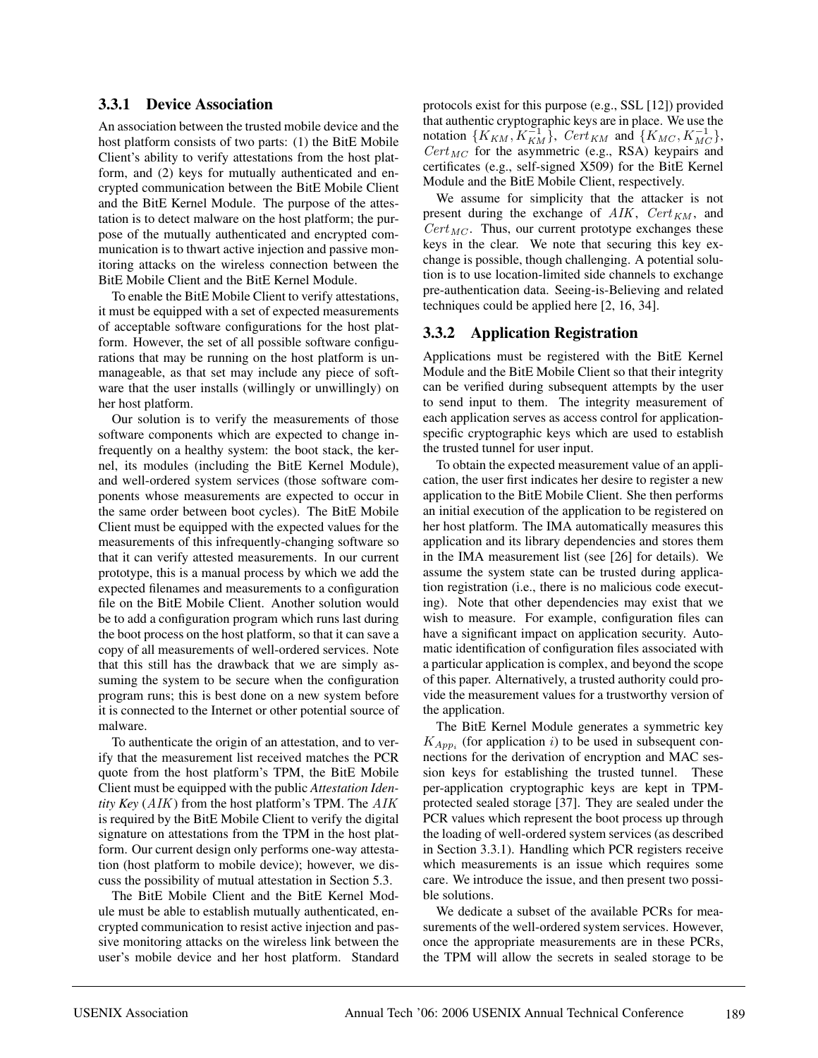### 3.3.1 Device Association

An association between the trusted mobile device and the host platform consists of two parts: (1) the BitE Mobile Client's ability to verify attestations from the host platform, and (2) keys for mutually authenticated and encrypted communication between the BitE Mobile Client and the BitE Kernel Module. The purpose of the attestation is to detect malware on the host platform; the purpose of the mutually authenticated and encrypted communication is to thwart active injection and passive monitoring attacks on the wireless connection between the BitE Mobile Client and the BitE Kernel Module.

To enable the BitE Mobile Client to verify attestations, it must be equipped with a set of expected measurements of acceptable software configurations for the host platform. However, the set of all possible software configurations that may be running on the host platform is unmanageable, as that set may include any piece of software that the user installs (willingly or unwillingly) on her host platform.

Our solution is to verify the measurements of those software components which are expected to change infrequently on a healthy system: the boot stack, the kernel, its modules (including the BitE Kernel Module), and well-ordered system services (those software components whose measurements are expected to occur in the same order between boot cycles). The BitE Mobile Client must be equipped with the expected values for the measurements of this infrequently-changing software so that it can verify attested measurements. In our current prototype, this is a manual process by which we add the expected filenames and measurements to a configuration file on the BitE Mobile Client. Another solution would be to add a configuration program which runs last during the boot process on the host platform, so that it can save a copy of all measurements of well-ordered services. Note that this still has the drawback that we are simply assuming the system to be secure when the configuration program runs; this is best done on a new system before it is connected to the Internet or other potential source of malware.

To authenticate the origin of an attestation, and to verify that the measurement list received matches the PCR quote from the host platform's TPM, the BitE Mobile Client must be equipped with the public *Attestation Identity Key* ($AIK$) from the host platform's TPM. The $AIK$ is required by the BitE Mobile Client to verify the digital signature on attestations from the TPM in the host platform. Our current design only performs one-way attestation (host platform to mobile device); however, we discuss the possibility of mutual attestation in Section 5.3.

The BitE Mobile Client and the BitE Kernel Module must be able to establish mutually authenticated, encrypted communication to resist active injection and passive monitoring attacks on the wireless link between the user's mobile device and her host platform. Standard protocols exist for this purpose (e.g., SSL [12]) provided that authentic cryptographic keys are in place. We use the notation $\{K_{KM}, K_{KM}^{-1}\}$, $Cert_{KM}$ and $\{K_{MC}, K_{MC}^{-1}\}$, $Cert_{MC}$ for the asymmetric (e.g., RSA) keypairs and certificates (e.g., self-signed X509) for the BitE Kernel Module and the BitE Mobile Client, respectively.

We assume for simplicity that the attacker is not present during the exchange of $AIK$, $Cert_{KM}$, and $Cert_{MC}$. Thus, our current prototype exchanges these keys in the clear. We note that securing this key exchange is possible, though challenging. A potential solution is to use location-limited side channels to exchange pre-authentication data. Seeing-is-Believing and related techniques could be applied here [2, 16, 34].

### 3.3.2 Application Registration

Applications must be registered with the BitE Kernel Module and the BitE Mobile Client so that their integrity can be verified during subsequent attempts by the user to send input to them. The integrity measurement of each application serves as access control for application-specific cryptographic keys which are used to establish the trusted tunnel for user input.

To obtain the expected measurement value of an application, the user first indicates her desire to register a new application to the BitE Mobile Client. She then performs an initial execution of the application to be registered on her host platform. The IMA automatically measures this application and its library dependencies and stores them in the IMA measurement list (see [26] for details). We assume the system state can be trusted during application registration (i.e., there is no malicious code executing). Note that other dependencies may exist that we wish to measure. For example, configuration files can have a significant impact on application security. Automatic identification of configuration files associated with a particular application is complex, and beyond the scope of this paper. Alternatively, a trusted authority could provide the measurement values for a trustworthy version of the application.

The BitE Kernel Module generates a symmetric key $K_{App_i}$ (for application $i$) to be used in subsequent connections for the derivation of encryption and MAC session keys for establishing the trusted tunnel. These per-application cryptographic keys are kept in TPM-protected sealed storage [37]. They are sealed under the PCR values which represent the boot process up through the loading of well-ordered system services (as described in Section 3.3.1). Handling which PCR registers receive which measurements is an issue which requires some care. We introduce the issue, and then present two possible solutions.

We dedicate a subset of the available PCRs for measurements of the well-ordered system services. However, once the appropriate measurements are in these PCRs, the TPM will allow the secrets in sealed storage to be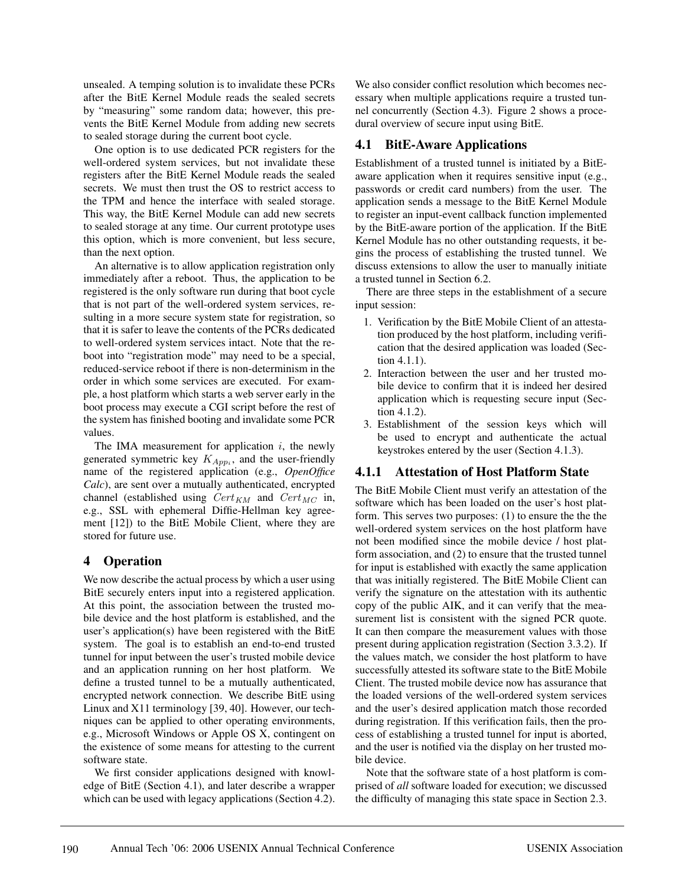unsealed. A temping solution is to invalidate these PCRs after the BitE Kernel Module reads the sealed secrets by "measuring" some random data; however, this prevents the BitE Kernel Module from adding new secrets to sealed storage during the current boot cycle.

One option is to use dedicated PCR registers for the well-ordered system services, but not invalidate these registers after the BitE Kernel Module reads the sealed secrets. We must then trust the OS to restrict access to the TPM and hence the interface with sealed storage. This way, the BitE Kernel Module can add new secrets to sealed storage at any time. Our current prototype uses this option, which is more convenient, but less secure, than the next option.

An alternative is to allow application registration only immediately after a reboot. Thus, the application to be registered is the only software run during that boot cycle that is not part of the well-ordered system services, resulting in a more secure system state for registration, so that it is safer to leave the contents of the PCRs dedicated to well-ordered system services intact. Note that the reboot into "registration mode" may need to be a special, reduced-service reboot if there is non-determinism in the order in which some services are executed. For example, a host platform which starts a web server early in the boot process may execute a CGI script before the rest of the system has finished booting and invalidate some PCR values.

The IMA measurement for application $i$, the newly generated symmetric key $K_{App_i}$, and the user-friendly name of the registered application (e.g., *OpenOffice Calc*), are sent over a mutually authenticated, encrypted channel (established using $Cert_{KM}$ and $Cert_{MC}$ in, e.g., SSL with ephemeral Diffie-Hellman key agreement [12]) to the BitE Mobile Client, where they are stored for future use.

## 4 Operation

We now describe the actual process by which a user using BitE securely enters input into a registered application. At this point, the association between the trusted mobile device and the host platform is established, and the user's application(s) have been registered with the BitE system. The goal is to establish an end-to-end trusted tunnel for input between the user's trusted mobile device and an application running on her host platform. We define a trusted tunnel to be a mutually authenticated, encrypted network connection. We describe BitE using Linux and X11 terminology [39, 40]. However, our techniques can be applied to other operating environments, e.g., Microsoft Windows or Apple OS X, contingent on the existence of some means for attesting to the current software state.

We first consider applications designed with knowledge of BitE (Section 4.1), and later describe a wrapper which can be used with legacy applications (Section 4.2). We also consider conflict resolution which becomes necessary when multiple applications require a trusted tunnel concurrently (Section 4.3). Figure 2 shows a procedural overview of secure input using BitE.

### 4.1 BitE-Aware Applications

Establishment of a trusted tunnel is initiated by a BitE-aware application when it requires sensitive input (e.g., passwords or credit card numbers) from the user. The application sends a message to the BitE Kernel Module to register an input-event callback function implemented by the BitE-aware portion of the application. If the BitE Kernel Module has no other outstanding requests, it begins the process of establishing the trusted tunnel. We discuss extensions to allow the user to manually initiate a trusted tunnel in Section 6.2.

There are three steps in the establishment of a secure input session:

1. Verification by the BitE Mobile Client of an attestation produced by the host platform, including verification that the desired application was loaded (Section 4.1.1).
2. Interaction between the user and her trusted mobile device to confirm that it is indeed her desired application which is requesting secure input (Section 4.1.2).
3. Establishment of the session keys which will be used to encrypt and authenticate the actual keystrokes entered by the user (Section 4.1.3).

#### 4.1.1 Attestation of Host Platform State

The BitE Mobile Client must verify an attestation of the software which has been loaded on the user's host platform. This serves two purposes: (1) to ensure the the the well-ordered system services on the host platform have not been modified since the mobile device / host platform association, and (2) to ensure that the trusted tunnel for input is established with exactly the same application that was initially registered. The BitE Mobile Client can verify the signature on the attestation with its authentic copy of the public AIK, and it can verify that the measurement list is consistent with the signed PCR quote. It can then compare the measurement values with those present during application registration (Section 3.3.2). If the values match, we consider the host platform to have successfully attested its software state to the BitE Mobile Client. The trusted mobile device now has assurance that the loaded versions of the well-ordered system services and the user's desired application match those recorded during registration. If this verification fails, then the process of establishing a trusted tunnel for input is aborted, and the user is notified via the display on her trusted mobile device.

Note that the software state of a host platform is comprised of *all* software loaded for execution; we discussed the difficulty of managing this state space in Section 2.3.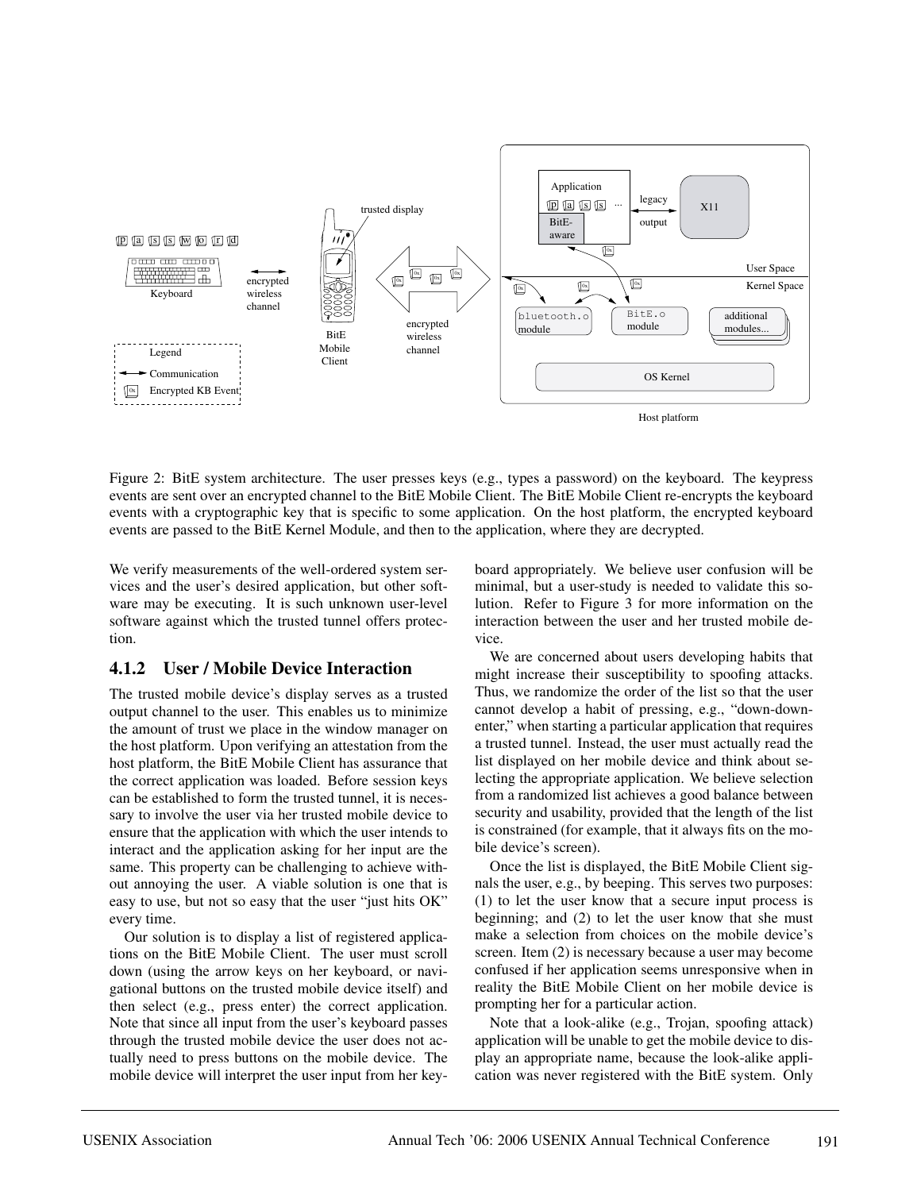Figure 2: BitE system architecture. The user presses keys (e.g., types a password) on the keyboard. The keypress events are sent over an encrypted channel to the BitE Mobile Client. The BitE Mobile Client re-encrypts the keyboard events with a cryptographic key that is specific to some application. On the host platform, the encrypted keyboard events are passed to the BitE Kernel Module, and then to the application, where they are decrypted.

We verify measurements of the well-ordered system services and the user's desired application, but other software may be executing. It is such unknown user-level software against which the trusted tunnel offers protection.

#### 4.1.2 User / Mobile Device Interaction

The trusted mobile device's display serves as a trusted output channel to the user. This enables us to minimize the amount of trust we place in the window manager on the host platform. Upon verifying an attestation from the host platform, the BitE Mobile Client has assurance that the correct application was loaded. Before session keys can be established to form the trusted tunnel, it is necessary to involve the user via her trusted mobile device to ensure that the application with which the user intends to interact and the application asking for her input are the same. This property can be challenging to achieve without annoying the user. A viable solution is one that is easy to use, but not so easy that the user "just hits OK" every time.

Our solution is to display a list of registered applications on the BitE Mobile Client. The user must scroll down (using the arrow keys on her keyboard, or navigational buttons on the trusted mobile device itself) and then select (e.g., press enter) the correct application. Note that since all input from the user's keyboard passes through the trusted mobile device the user does not actually need to press buttons on the mobile device. The mobile device will interpret the user input from her keyboard appropriately. We believe user confusion will be minimal, but a user-study is needed to validate this solution. Refer to Figure 3 for more information on the interaction between the user and her trusted mobile device.

We are concerned about users developing habits that might increase their susceptibility to spoofing attacks. Thus, we randomize the order of the list so that the user cannot develop a habit of pressing, e.g., "down-down-enter," when starting a particular application that requires a trusted tunnel. Instead, the user must actually read the list displayed on her mobile device and think about selecting the appropriate application. We believe selection from a randomized list achieves a good balance between security and usability, provided that the length of the list is constrained (for example, that it always fits on the mobile device's screen).

Once the list is displayed, the BitE Mobile Client signals the user, e.g., by beeping. This serves two purposes: (1) to let the user know that a secure input process is beginning; and (2) to let the user know that she must make a selection from choices on the mobile device's screen. Item (2) is necessary because a user may become confused if her application seems unresponsive when in reality the BitE Mobile Client on her mobile device is prompting her for a particular action.

Note that a look-alike (e.g., Trojan, spoofing attack) application will be unable to get the mobile device to display an appropriate name, because the look-alike application was never registered with the BitE system. Only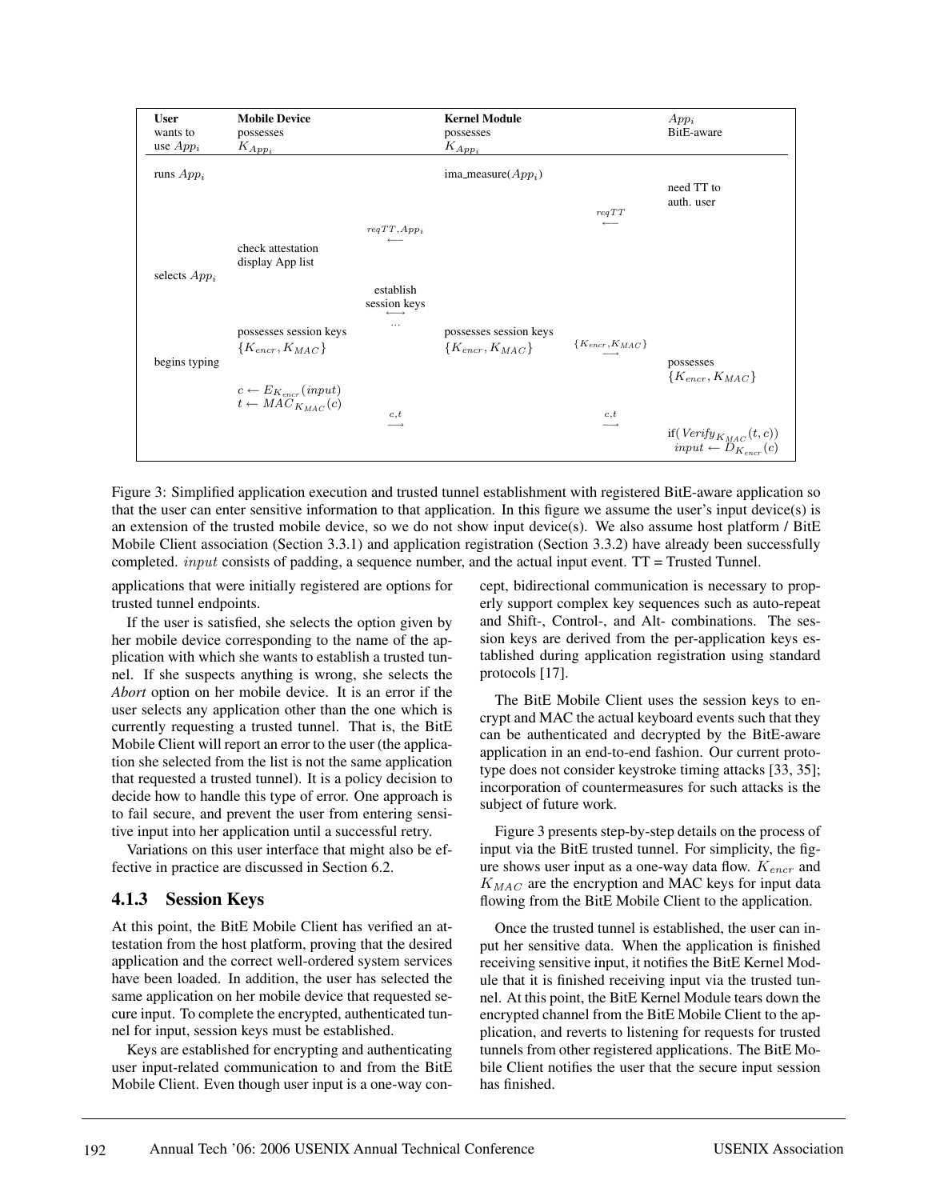| **User** wants to use $App_i$ | **Mobile Device** possesses $K_{App_i}$ | | **Kernel Module** possesses $K_{App_i}$ | | $App_i$ BitE-aware |
|---|---|---|---|---|---|
| runs $App_i$ | | | ima_measure($App_i$) | | |
| | | | | | need TT to auth. user |
| | | | | $\overset{reqTT}{\longleftarrow}$ | |
| | | $\overset{reqTT, App_i}{\longleftarrow}$ | | | |
| | check attestation display App list | | | | |
| selects $App_i$ | | | | | |
| | | establish session keys $\longleftrightarrow$ … | | | |
| | possesses session keys $\{K_{encr}, K_{MAC}\}$ | | possesses session keys $\{K_{encr}, K_{MAC}\}$ | $\overset{\{K_{encr}, K_{MAC}\}}{\longrightarrow}$ | |
| begins typing | | | | | possesses $\{K_{encr}, K_{MAC}\}$ |
| | $c \leftarrow E_{K_{encr}}(input)$ $t \leftarrow MAC_{K_{MAC}}(c)$ | | | | |
| | | $\overset{c,t}{\longrightarrow}$ | | $\overset{c,t}{\longrightarrow}$ | |
| | | | | | if($Verify_{K_{MAC}}(t, c)$) $input \leftarrow D_{K_{encr}}(c)$ |

Figure 3: Simplified application execution and trusted tunnel establishment with registered BitE-aware application so that the user can enter sensitive information to that application. In this figure we assume the user's input device(s) is an extension of the trusted mobile device, so we do not show input device(s). We also assume host platform / BitE Mobile Client association (Section 3.3.1) and application registration (Section 3.3.2) have already been successfully completed. $input$ consists of padding, a sequence number, and the actual input event. TT = Trusted Tunnel.

applications that were initially registered are options for trusted tunnel endpoints.

If the user is satisfied, she selects the option given by her mobile device corresponding to the name of the application with which she wants to establish a trusted tunnel. If she suspects anything is wrong, she selects the *Abort* option on her mobile device. It is an error if the user selects any application other than the one which is currently requesting a trusted tunnel. That is, the BitE Mobile Client will report an error to the user (the application she selected from the list is not the same application that requested a trusted tunnel). It is a policy decision to decide how to handle this type of error. One approach is to fail secure, and prevent the user from entering sensitive input into her application until a successful retry.

Variations on this user interface that might also be effective in practice are discussed in Section 6.2.

### 4.1.3 Session Keys

At this point, the BitE Mobile Client has verified an attestation from the host platform, proving that the desired application and the correct well-ordered system services have been loaded. In addition, the user has selected the same application on her mobile device that requested secure input. To complete the encrypted, authenticated tunnel for input, session keys must be established.

Keys are established for encrypting and authenticating user input-related communication to and from the BitE Mobile Client. Even though user input is a one-way concept, bidirectional communication is necessary to properly support complex key sequences such as auto-repeat and Shift-, Control-, and Alt- combinations. The session keys are derived from the per-application keys established during application registration using standard protocols [17].

The BitE Mobile Client uses the session keys to encrypt and MAC the actual keyboard events such that they can be authenticated and decrypted by the BitE-aware application in an end-to-end fashion. Our current prototype does not consider keystroke timing attacks [33, 35]; incorporation of countermeasures for such attacks is the subject of future work.

Figure 3 presents step-by-step details on the process of input via the BitE trusted tunnel. For simplicity, the figure shows user input as a one-way data flow. $K_{encr}$ and $K_{MAC}$ are the encryption and MAC keys for input data flowing from the BitE Mobile Client to the application.

Once the trusted tunnel is established, the user can input her sensitive data. When the application is finished receiving sensitive input, it notifies the BitE Kernel Module that it is finished receiving input via the trusted tunnel. At this point, the BitE Kernel Module tears down the encrypted channel from the BitE Mobile Client to the application, and reverts to listening for requests for trusted tunnels from other registered applications. The BitE Mobile Client notifies the user that the secure input session has finished.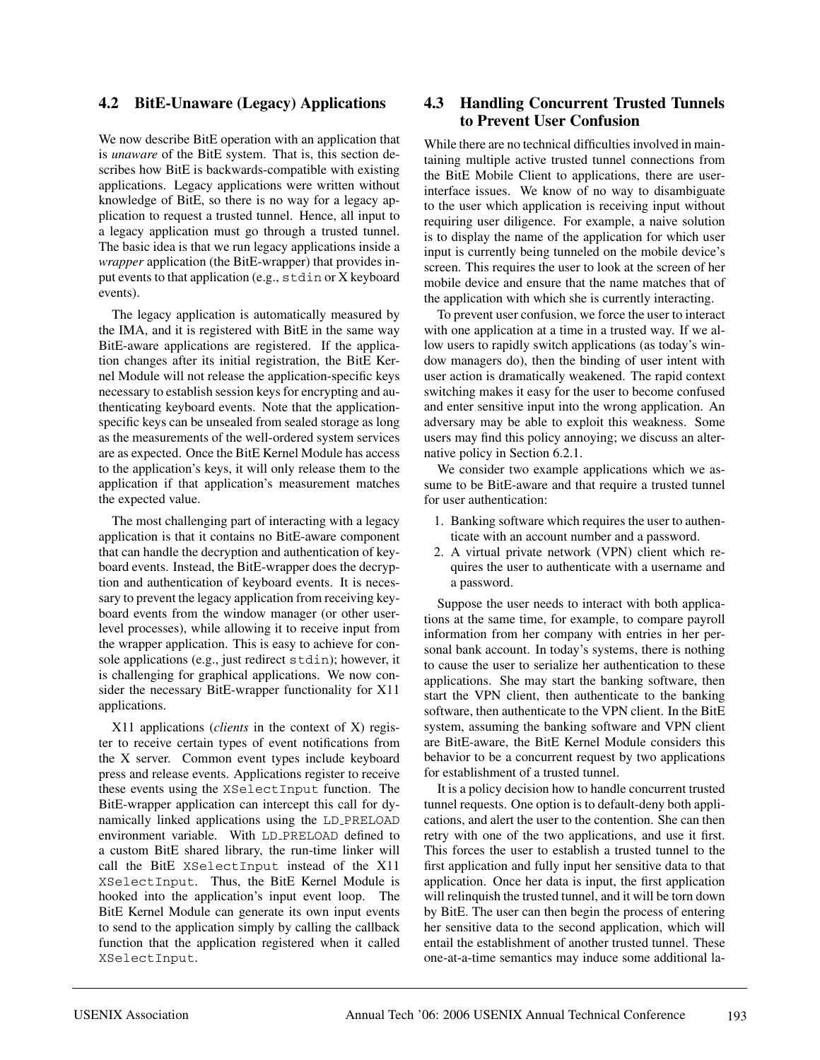### 4.2 BitE-Unaware (Legacy) Applications

We now describe BitE operation with an application that is *unaware* of the BitE system. That is, this section describes how BitE is backwards-compatible with existing applications. Legacy applications were written without knowledge of BitE, so there is no way for a legacy application to request a trusted tunnel. Hence, all input to a legacy application must go through a trusted tunnel. The basic idea is that we run legacy applications inside a *wrapper* application (the BitE-wrapper) that provides input events to that application (e.g., `stdin` or X keyboard events).

The legacy application is automatically measured by the IMA, and it is registered with BitE in the same way BitE-aware applications are registered. If the application changes after its initial registration, the BitE Kernel Module will not release the application-specific keys necessary to establish session keys for encrypting and authenticating keyboard events. Note that the application-specific keys can be unsealed from sealed storage as long as the measurements of the well-ordered system services are as expected. Once the BitE Kernel Module has access to the application's keys, it will only release them to the application if that application's measurement matches the expected value.

The most challenging part of interacting with a legacy application is that it contains no BitE-aware component that can handle the decryption and authentication of keyboard events. Instead, the BitE-wrapper does the decryption and authentication of keyboard events. It is necessary to prevent the legacy application from receiving keyboard events from the window manager (or other user-level processes), while allowing it to receive input from the wrapper application. This is easy to achieve for console applications (e.g., just redirect `stdin`); however, it is challenging for graphical applications. We now consider the necessary BitE-wrapper functionality for X11 applications.

X11 applications (*clients* in the context of X) register to receive certain types of event notifications from the X server. Common event types include keyboard press and release events. Applications register to receive these events using the `XSelectInput` function. The BitE-wrapper application can intercept this call for dynamically linked applications using the `LD_PRELOAD` environment variable. With `LD_PRELOAD` defined to a custom BitE shared library, the run-time linker will call the BitE `XSelectInput` instead of the X11 `XSelectInput`. Thus, the BitE Kernel Module is hooked into the application's input event loop. The BitE Kernel Module can generate its own input events to send to the application simply by calling the callback function that the application registered when it called `XSelectInput`.

### 4.3 Handling Concurrent Trusted Tunnels to Prevent User Confusion

While there are no technical difficulties involved in maintaining multiple active trusted tunnel connections from the BitE Mobile Client to applications, there are user-interface issues. We know of no way to disambiguate to the user which application is receiving input without requiring user diligence. For example, a naive solution is to display the name of the application for which user input is currently being tunneled on the mobile device's screen. This requires the user to look at the screen of her mobile device and ensure that the name matches that of the application with which she is currently interacting.

To prevent user confusion, we force the user to interact with one application at a time in a trusted way. If we allow users to rapidly switch applications (as today's window managers do), then the binding of user intent with user action is dramatically weakened. The rapid context switching makes it easy for the user to become confused and enter sensitive input into the wrong application. An adversary may be able to exploit this weakness. Some users may find this policy annoying; we discuss an alternative policy in Section 6.2.1.

We consider two example applications which we assume to be BitE-aware and that require a trusted tunnel for user authentication:

1. Banking software which requires the user to authenticate with an account number and a password.
2. A virtual private network (VPN) client which requires the user to authenticate with a username and a password.

Suppose the user needs to interact with both applications at the same time, for example, to compare payroll information from her company with entries in her personal bank account. In today's systems, there is nothing to cause the user to serialize her authentication to these applications. She may start the banking software, then start the VPN client, then authenticate to the banking software, then authenticate to the VPN client. In the BitE system, assuming the banking software and VPN client are BitE-aware, the BitE Kernel Module considers this behavior to be a concurrent request by two applications for establishment of a trusted tunnel.

It is a policy decision how to handle concurrent trusted tunnel requests. One option is to default-deny both applications, and alert the user to the contention. She can then retry with one of the two applications, and use it first. This forces the user to establish a trusted tunnel to the first application and fully input her sensitive data to that application. Once her data is input, the first application will relinquish the trusted tunnel, and it will be torn down by BitE. The user can then begin the process of entering her sensitive data to the second application, which will entail the establishment of another trusted tunnel. These one-at-a-time semantics may induce some additional la-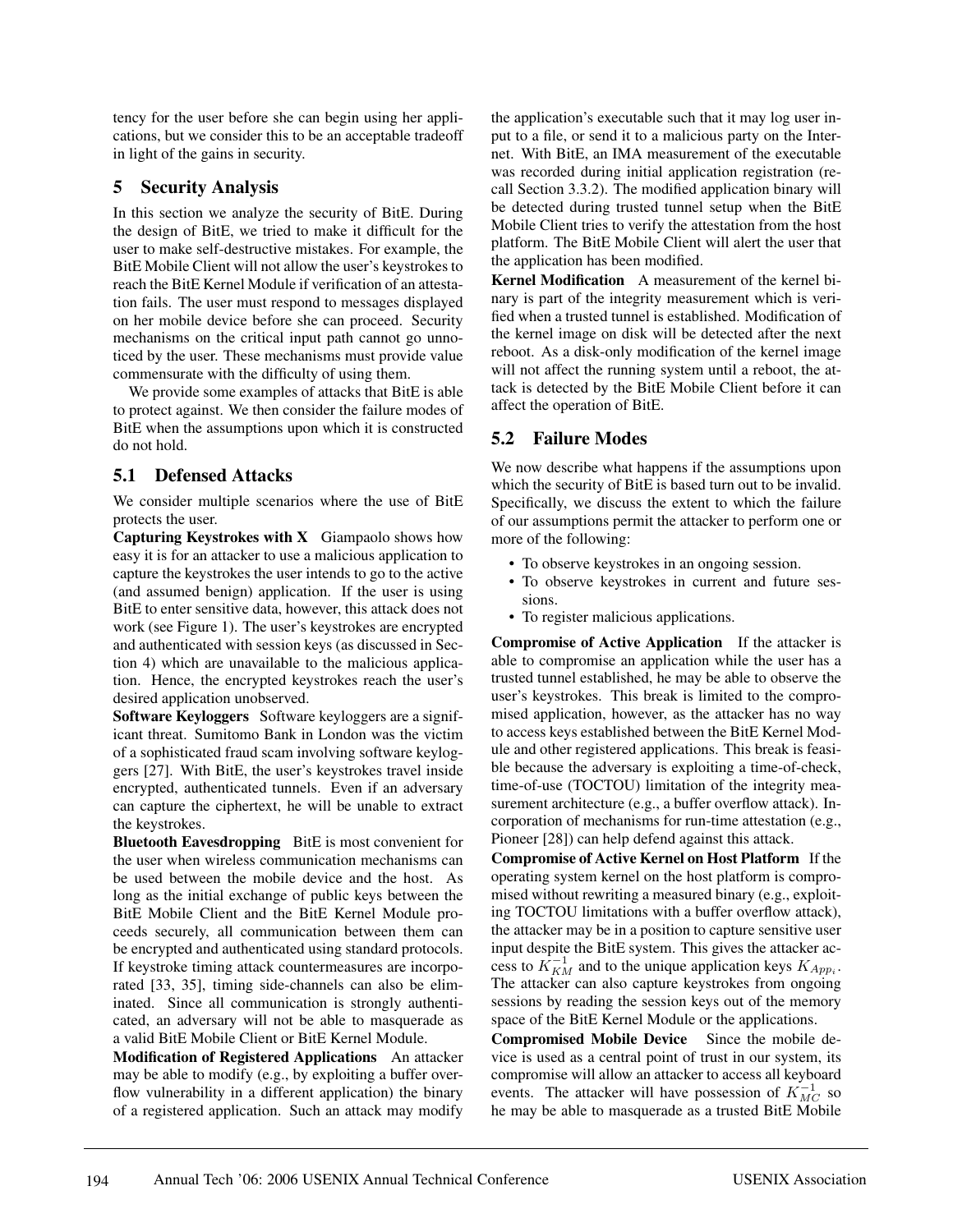tency for the user before she can begin using her applications, but we consider this to be an acceptable tradeoff in light of the gains in security.

## 5 Security Analysis

In this section we analyze the security of BitE. During the design of BitE, we tried to make it difficult for the user to make self-destructive mistakes. For example, the BitE Mobile Client will not allow the user's keystrokes to reach the BitE Kernel Module if verification of an attestation fails. The user must respond to messages displayed on her mobile device before she can proceed. Security mechanisms on the critical input path cannot go unnoticed by the user. These mechanisms must provide value commensurate with the difficulty of using them.

We provide some examples of attacks that BitE is able to protect against. We then consider the failure modes of BitE when the assumptions upon which it is constructed do not hold.

### 5.1 Defensed Attacks

We consider multiple scenarios where the use of BitE protects the user.

**Capturing Keystrokes with X** Giampaolo shows how easy it is for an attacker to use a malicious application to capture the keystrokes the user intends to go to the active (and assumed benign) application. If the user is using BitE to enter sensitive data, however, this attack does not work (see Figure 1). The user's keystrokes are encrypted and authenticated with session keys (as discussed in Section 4) which are unavailable to the malicious application. Hence, the encrypted keystrokes reach the user's desired application unobserved.

**Software Keyloggers** Software keyloggers are a significant threat. Sumitomo Bank in London was the victim of a sophisticated fraud scam involving software keyloggers [27]. With BitE, the user's keystrokes travel inside encrypted, authenticated tunnels. Even if an adversary can capture the ciphertext, he will be unable to extract the keystrokes.

**Bluetooth Eavesdropping** BitE is most convenient for the user when wireless communication mechanisms can be used between the mobile device and the host. As long as the initial exchange of public keys between the BitE Mobile Client and the BitE Kernel Module proceeds securely, all communication between them can be encrypted and authenticated using standard protocols. If keystroke timing attack countermeasures are incorporated [33, 35], timing side-channels can also be eliminated. Since all communication is strongly authenticated, an adversary will not be able to masquerade as a valid BitE Mobile Client or BitE Kernel Module.

**Modification of Registered Applications** An attacker may be able to modify (e.g., by exploiting a buffer overflow vulnerability in a different application) the binary of a registered application. Such an attack may modify the application's executable such that it may log user input to a file, or send it to a malicious party on the Internet. With BitE, an IMA measurement of the executable was recorded during initial application registration (recall Section 3.3.2). The modified application binary will be detected during trusted tunnel setup when the BitE Mobile Client tries to verify the attestation from the host platform. The BitE Mobile Client will alert the user that the application has been modified.

**Kernel Modification** A measurement of the kernel binary is part of the integrity measurement which is verified when a trusted tunnel is established. Modification of the kernel image on disk will be detected after the next reboot. As a disk-only modification of the kernel image will not affect the running system until a reboot, the attack is detected by the BitE Mobile Client before it can affect the operation of BitE.

### 5.2 Failure Modes

We now describe what happens if the assumptions upon which the security of BitE is based turn out to be invalid. Specifically, we discuss the extent to which the failure of our assumptions permit the attacker to perform one or more of the following:

- To observe keystrokes in an ongoing session.
- To observe keystrokes in current and future sessions.
- To register malicious applications.

**Compromise of Active Application** If the attacker is able to compromise an application while the user has a trusted tunnel established, he may be able to observe the user's keystrokes. This break is limited to the compromised application, however, as the attacker has no way to access keys established between the BitE Kernel Module and other registered applications. This break is feasible because the adversary is exploiting a time-of-check, time-of-use (TOCTOU) limitation of the integrity measurement architecture (e.g., a buffer overflow attack). Incorporation of mechanisms for run-time attestation (e.g., Pioneer [28]) can help defend against this attack.

**Compromise of Active Kernel on Host Platform** If the operating system kernel on the host platform is compromised without rewriting a measured binary (e.g., exploiting TOCTOU limitations with a buffer overflow attack), the attacker may be in a position to capture sensitive user input despite the BitE system. This gives the attacker access to $K_{KM}^{-1}$ and to the unique application keys $K_{App_i}$. The attacker can also capture keystrokes from ongoing sessions by reading the session keys out of the memory space of the BitE Kernel Module or the applications.

**Compromised Mobile Device** Since the mobile device is used as a central point of trust in our system, its compromise will allow an attacker to access all keyboard events. The attacker will have possession of $K_{MC}^{-1}$ so he may be able to masquerade as a trusted BitE Mobile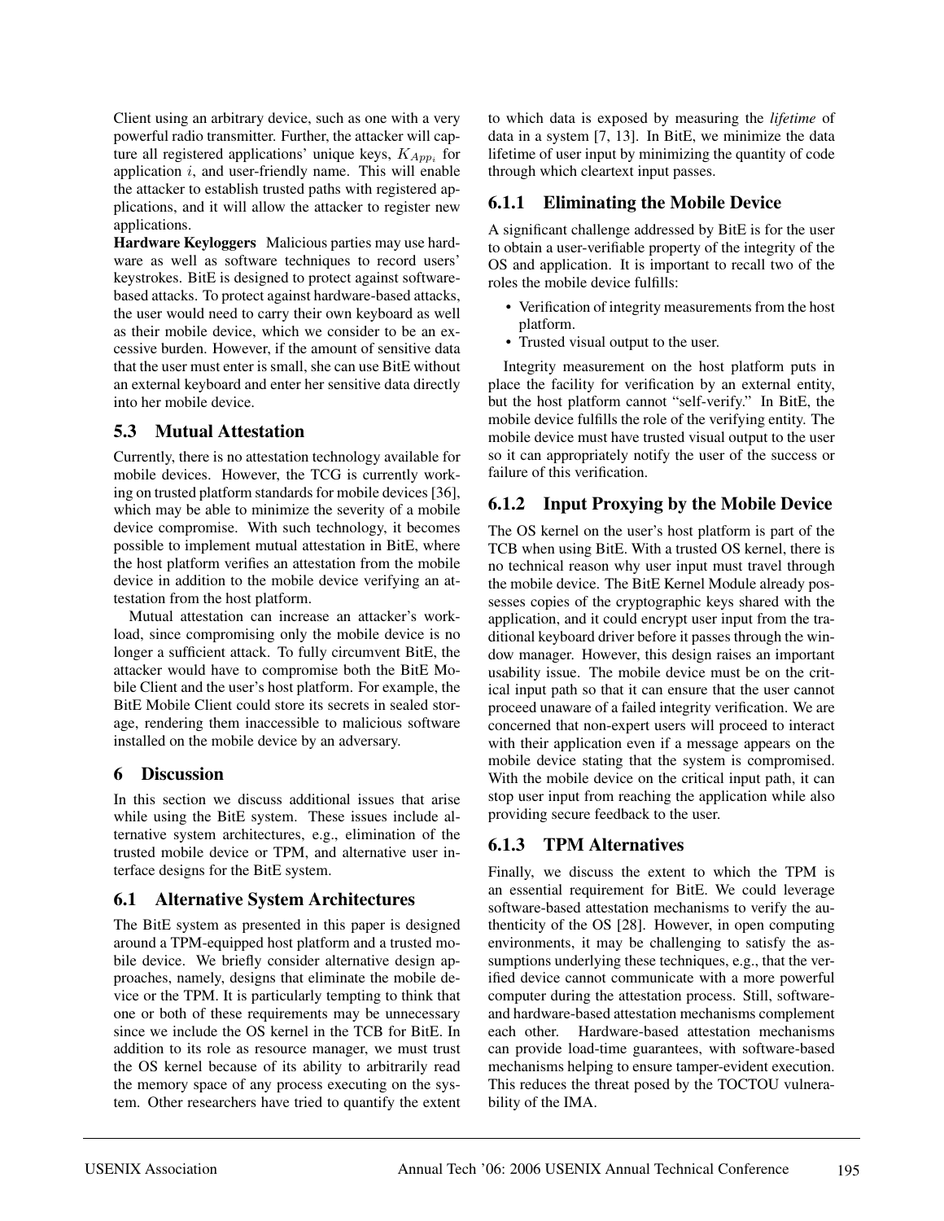Client using an arbitrary device, such as one with a very powerful radio transmitter. Further, the attacker will capture all registered applications' unique keys, $K_{App_i}$ for application $i$, and user-friendly name. This will enable the attacker to establish trusted paths with registered applications, and it will allow the attacker to register new applications.

**Hardware Keyloggers** Malicious parties may use hardware as well as software techniques to record users' keystrokes. BitE is designed to protect against software-based attacks. To protect against hardware-based attacks, the user would need to carry their own keyboard as well as their mobile device, which we consider to be an excessive burden. However, if the amount of sensitive data that the user must enter is small, she can use BitE without an external keyboard and enter her sensitive data directly into her mobile device.

## 5.3 Mutual Attestation

Currently, there is no attestation technology available for mobile devices. However, the TCG is currently working on trusted platform standards for mobile devices [36], which may be able to minimize the severity of a mobile device compromise. With such technology, it becomes possible to implement mutual attestation in BitE, where the host platform verifies an attestation from the mobile device in addition to the mobile device verifying an attestation from the host platform.

Mutual attestation can increase an attacker's workload, since compromising only the mobile device is no longer a sufficient attack. To fully circumvent BitE, the attacker would have to compromise both the BitE Mobile Client and the user's host platform. For example, the BitE Mobile Client could store its secrets in sealed storage, rendering them inaccessible to malicious software installed on the mobile device by an adversary.

# 6 Discussion

In this section we discuss additional issues that arise while using the BitE system. These issues include alternative system architectures, e.g., elimination of the trusted mobile device or TPM, and alternative user interface designs for the BitE system.

## 6.1 Alternative System Architectures

The BitE system as presented in this paper is designed around a TPM-equipped host platform and a trusted mobile device. We briefly consider alternative design approaches, namely, designs that eliminate the mobile device or the TPM. It is particularly tempting to think that one or both of these requirements may be unnecessary since we include the OS kernel in the TCB for BitE. In addition to its role as resource manager, we must trust the OS kernel because of its ability to arbitrarily read the memory space of any process executing on the system. Other researchers have tried to quantify the extent to which data is exposed by measuring the *lifetime* of data in a system [7, 13]. In BitE, we minimize the data lifetime of user input by minimizing the quantity of code through which cleartext input passes.

### 6.1.1 Eliminating the Mobile Device

A significant challenge addressed by BitE is for the user to obtain a user-verifiable property of the integrity of the OS and application. It is important to recall two of the roles the mobile device fulfills:

- Verification of integrity measurements from the host platform.
- Trusted visual output to the user.

Integrity measurement on the host platform puts in place the facility for verification by an external entity, but the host platform cannot "self-verify." In BitE, the mobile device fulfills the role of the verifying entity. The mobile device must have trusted visual output to the user so it can appropriately notify the user of the success or failure of this verification.

### 6.1.2 Input Proxying by the Mobile Device

The OS kernel on the user's host platform is part of the TCB when using BitE. With a trusted OS kernel, there is no technical reason why user input must travel through the mobile device. The BitE Kernel Module already possesses copies of the cryptographic keys shared with the application, and it could encrypt user input from the traditional keyboard driver before it passes through the window manager. However, this design raises an important usability issue. The mobile device must be on the critical input path so that it can ensure that the user cannot proceed unaware of a failed integrity verification. We are concerned that non-expert users will proceed to interact with their application even if a message appears on the mobile device stating that the system is compromised. With the mobile device on the critical input path, it can stop user input from reaching the application while also providing secure feedback to the user.

### 6.1.3 TPM Alternatives

Finally, we discuss the extent to which the TPM is an essential requirement for BitE. We could leverage software-based attestation mechanisms to verify the authenticity of the OS [28]. However, in open computing environments, it may be challenging to satisfy the assumptions underlying these techniques, e.g., that the verified device cannot communicate with a more powerful computer during the attestation process. Still, software- and hardware-based attestation mechanisms complement each other. Hardware-based attestation mechanisms can provide load-time guarantees, with software-based mechanisms helping to ensure tamper-evident execution. This reduces the threat posed by the TOCTOU vulnerability of the IMA.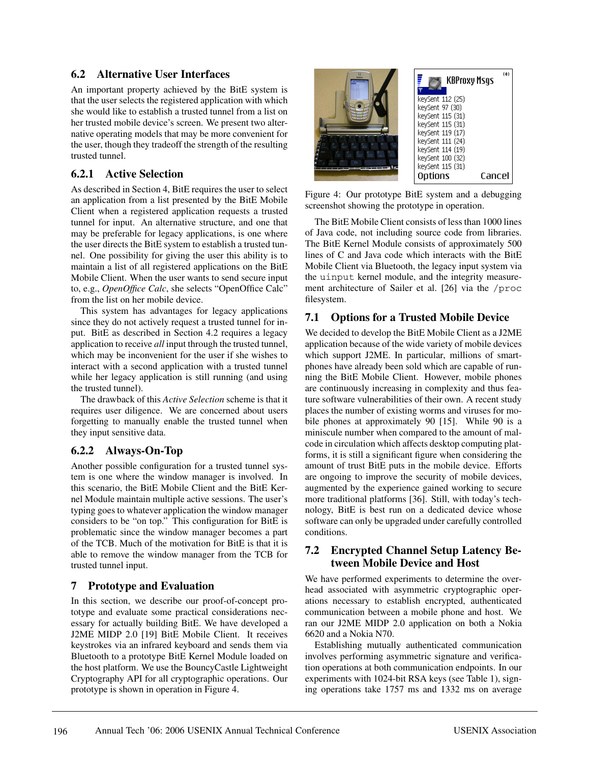### 6.2 Alternative User Interfaces

An important property achieved by the BitE system is that the user selects the registered application with which she would like to establish a trusted tunnel from a list on her trusted mobile device's screen. We present two alternative operating models that may be more convenient for the user, though they tradeoff the strength of the resulting trusted tunnel.

#### 6.2.1 Active Selection

As described in Section 4, BitE requires the user to select an application from a list presented by the BitE Mobile Client when a registered application requests a trusted tunnel for input. An alternative structure, and one that may be preferable for legacy applications, is one where the user directs the BitE system to establish a trusted tunnel. One possibility for giving the user this ability is to maintain a list of all registered applications on the BitE Mobile Client. When the user wants to send secure input to, e.g., *OpenOffice Calc*, she selects "OpenOffice Calc" from the list on her mobile device.

This system has advantages for legacy applications since they do not actively request a trusted tunnel for input. BitE as described in Section 4.2 requires a legacy application to receive *all* input through the trusted tunnel, which may be inconvenient for the user if she wishes to interact with a second application with a trusted tunnel while her legacy application is still running (and using the trusted tunnel).

The drawback of this *Active Selection* scheme is that it requires user diligence. We are concerned about users forgetting to manually enable the trusted tunnel when they input sensitive data.

#### 6.2.2 Always-On-Top

Another possible configuration for a trusted tunnel system is one where the window manager is involved. In this scenario, the BitE Mobile Client and the BitE Kernel Module maintain multiple active sessions. The user's typing goes to whatever application the window manager considers to be "on top." This configuration for BitE is problematic since the window manager becomes a part of the TCB. Much of the motivation for BitE is that it is able to remove the window manager from the TCB for trusted tunnel input.

## 7 Prototype and Evaluation

In this section, we describe our proof-of-concept prototype and evaluate some practical considerations necessary for actually building BitE. We have developed a J2ME MIDP 2.0 [19] BitE Mobile Client. It receives keystrokes via an infrared keyboard and sends them via Bluetooth to a prototype BitE Kernel Module loaded on the host platform. We use the BouncyCastle Lightweight Cryptography API for all cryptographic operations. Our prototype is shown in operation in Figure 4.

Figure 4: Our prototype BitE system and a debugging screenshot showing the prototype in operation.

The BitE Mobile Client consists of less than 1000 lines of Java code, not including source code from libraries. The BitE Kernel Module consists of approximately 500 lines of C and Java code which interacts with the BitE Mobile Client via Bluetooth, the legacy input system via the `uinput` kernel module, and the integrity measurement architecture of Sailer et al. [26] via the `/proc` filesystem.

### 7.1 Options for a Trusted Mobile Device

We decided to develop the BitE Mobile Client as a J2ME application because of the wide variety of mobile devices which support J2ME. In particular, millions of smartphones have already been sold which are capable of running the BitE Mobile Client. However, mobile phones are continuously increasing in complexity and thus feature software vulnerabilities of their own. A recent study places the number of existing worms and viruses for mobile phones at approximately 90 [15]. While 90 is a miniscule number when compared to the amount of malcode in circulation which affects desktop computing platforms, it is still a significant figure when considering the amount of trust BitE puts in the mobile device. Efforts are ongoing to improve the security of mobile devices, augmented by the experience gained working to secure more traditional platforms [36]. Still, with today's technology, BitE is best run on a dedicated device whose software can only be upgraded under carefully controlled conditions.

### 7.2 Encrypted Channel Setup Latency Between Mobile Device and Host

We have performed experiments to determine the overhead associated with asymmetric cryptographic operations necessary to establish encrypted, authenticated communication between a mobile phone and host. We ran our J2ME MIDP 2.0 application on both a Nokia 6620 and a Nokia N70.

Establishing mutually authenticated communication involves performing asymmetric signature and verification operations at both communication endpoints. In our experiments with 1024-bit RSA keys (see Table 1), signing operations take 1757 ms and 1332 ms on average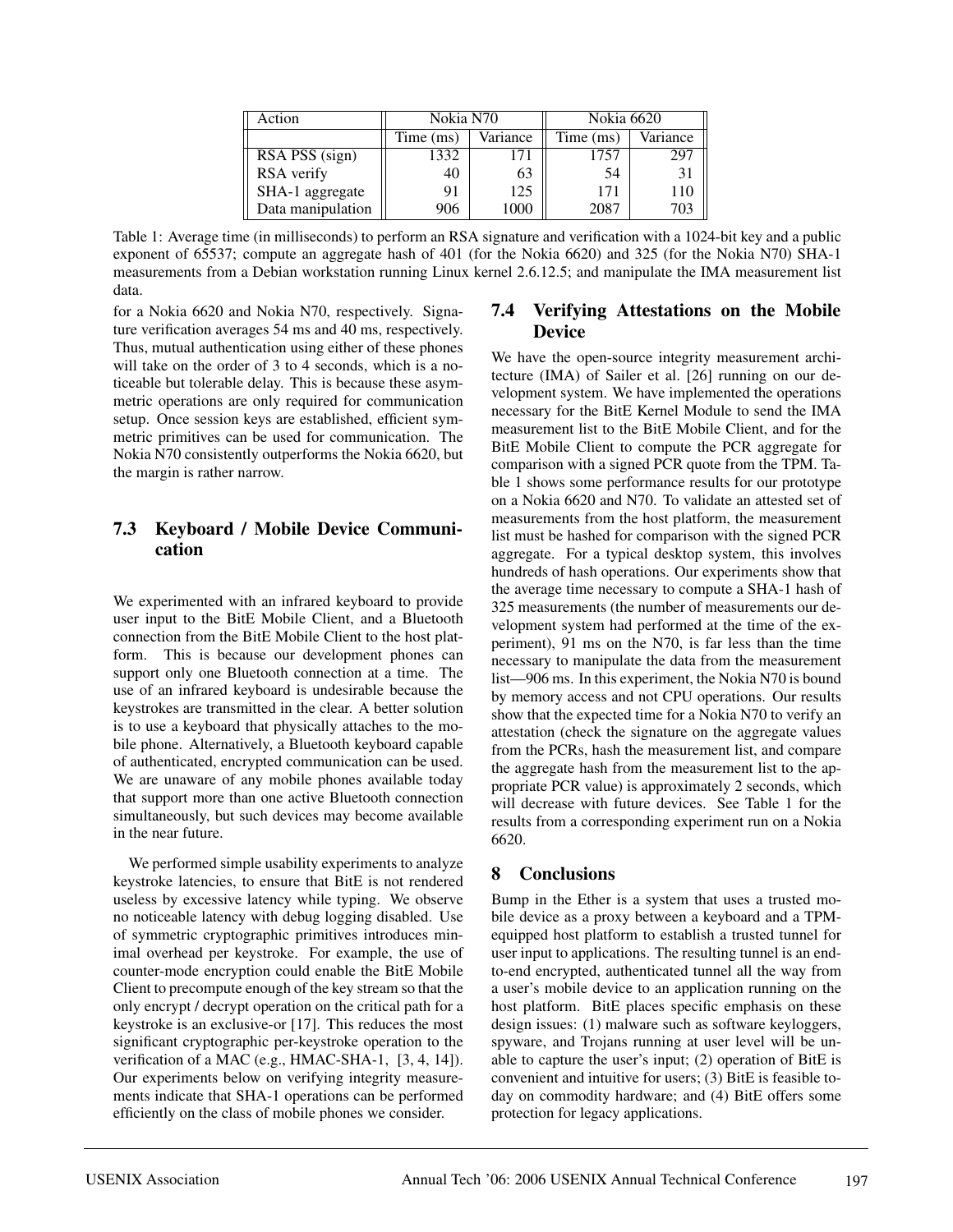| Action | Nokia N70 | | Nokia 6620 | |
|---|---|---|---|---|
| | Time (ms) | Variance | Time (ms) | Variance |
| RSA PSS (sign) | 1332 | 171 | 1757 | 297 |
| RSA verify | 40 | 63 | 54 | 31 |
| SHA-1 aggregate | 91 | 125 | 171 | 110 |
| Data manipulation | 906 | 1000 | 2087 | 703 |

Table 1: Average time (in milliseconds) to perform an RSA signature and verification with a 1024-bit key and a public exponent of 65537; compute an aggregate hash of 401 (for the Nokia 6620) and 325 (for the Nokia N70) SHA-1 measurements from a Debian workstation running Linux kernel 2.6.12.5; and manipulate the IMA measurement list data.

for a Nokia 6620 and Nokia N70, respectively. Signature verification averages 54 ms and 40 ms, respectively. Thus, mutual authentication using either of these phones will take on the order of 3 to 4 seconds, which is a noticeable but tolerable delay. This is because these asymmetric operations are only required for communication setup. Once session keys are established, efficient symmetric primitives can be used for communication. The Nokia N70 consistently outperforms the Nokia 6620, but the margin is rather narrow.

### 7.3 Keyboard / Mobile Device Communication

We experimented with an infrared keyboard to provide user input to the BitE Mobile Client, and a Bluetooth connection from the BitE Mobile Client to the host platform. This is because our development phones can support only one Bluetooth connection at a time. The use of an infrared keyboard is undesirable because the keystrokes are transmitted in the clear. A better solution is to use a keyboard that physically attaches to the mobile phone. Alternatively, a Bluetooth keyboard capable of authenticated, encrypted communication can be used. We are unaware of any mobile phones available today that support more than one active Bluetooth connection simultaneously, but such devices may become available in the near future.

We performed simple usability experiments to analyze keystroke latencies, to ensure that BitE is not rendered useless by excessive latency while typing. We observe no noticeable latency with debug logging disabled. Use of symmetric cryptographic primitives introduces minimal overhead per keystroke. For example, the use of counter-mode encryption could enable the BitE Mobile Client to precompute enough of the key stream so that the only encrypt / decrypt operation on the critical path for a keystroke is an exclusive-or [17]. This reduces the most significant cryptographic per-keystroke operation to the verification of a MAC (e.g., HMAC-SHA-1, [3, 4, 14]). Our experiments below on verifying integrity measurements indicate that SHA-1 operations can be performed efficiently on the class of mobile phones we consider.

### 7.4 Verifying Attestations on the Mobile Device

We have the open-source integrity measurement architecture (IMA) of Sailer et al. [26] running on our development system. We have implemented the operations necessary for the BitE Kernel Module to send the IMA measurement list to the BitE Mobile Client, and for the BitE Mobile Client to compute the PCR aggregate for comparison with a signed PCR quote from the TPM. Table 1 shows some performance results for our prototype on a Nokia 6620 and N70. To validate an attested set of measurements from the host platform, the measurement list must be hashed for comparison with the signed PCR aggregate. For a typical desktop system, this involves hundreds of hash operations. Our experiments show that the average time necessary to compute a SHA-1 hash of 325 measurements (the number of measurements our development system had performed at the time of the experiment), 91 ms on the N70, is far less than the time necessary to manipulate the data from the measurement list—906 ms. In this experiment, the Nokia N70 is bound by memory access and not CPU operations. Our results show that the expected time for a Nokia N70 to verify an attestation (check the signature on the aggregate values from the PCRs, hash the measurement list, and compare the aggregate hash from the measurement list to the appropriate PCR value) is approximately 2 seconds, which will decrease with future devices. See Table 1 for the results from a corresponding experiment run on a Nokia 6620.

## 8 Conclusions

Bump in the Ether is a system that uses a trusted mobile device as a proxy between a keyboard and a TPM-equipped host platform to establish a trusted tunnel for user input to applications. The resulting tunnel is an end-to-end encrypted, authenticated tunnel all the way from a user's mobile device to an application running on the host platform. BitE places specific emphasis on these design issues: (1) malware such as software keyloggers, spyware, and Trojans running at user level will be unable to capture the user's input; (2) operation of BitE is convenient and intuitive for users; (3) BitE is feasible today on commodity hardware; and (4) BitE offers some protection for legacy applications.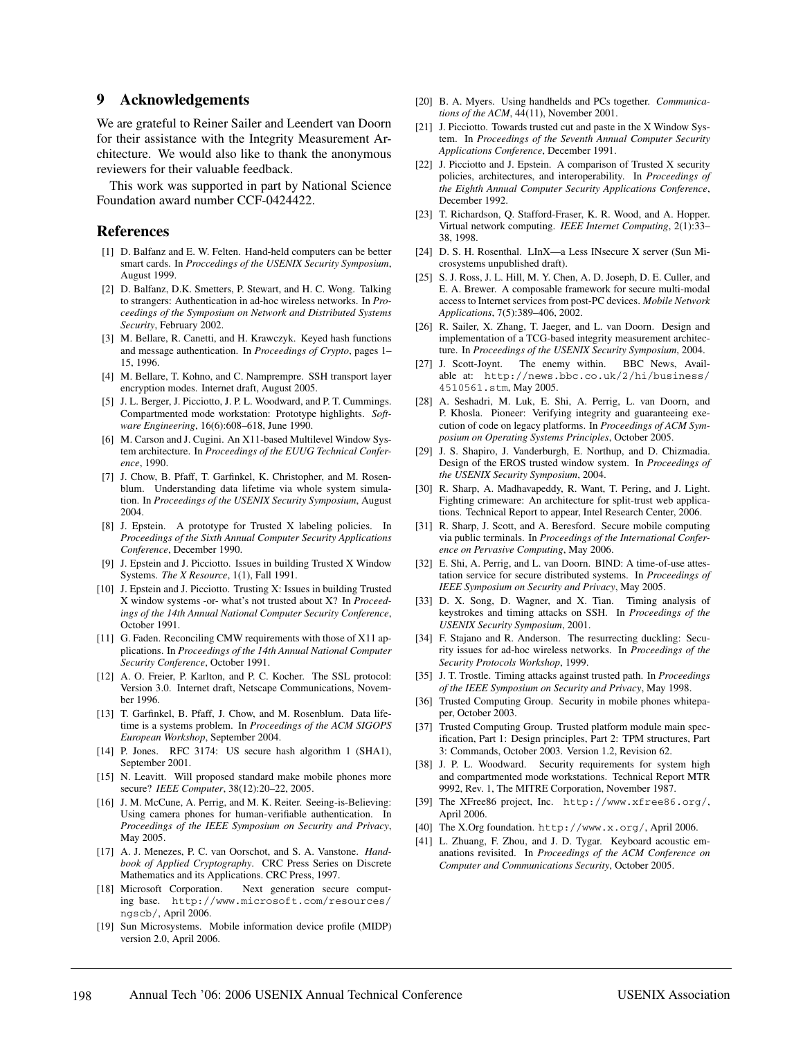## 9 Acknowledgements

We are grateful to Reiner Sailer and Leendert van Doorn for their assistance with the Integrity Measurement Architecture. We would also like to thank the anonymous reviewers for their valuable feedback.

This work was supported in part by National Science Foundation award number CCF-0424422.

## References

[1] D. Balfanz and E. W. Felten. Hand-held computers can be better smart cards. In *Proccedings of the USENIX Security Symposium*, August 1999.

[2] D. Balfanz, D.K. Smetters, P. Stewart, and H. C. Wong. Talking to strangers: Authentication in ad-hoc wireless networks. In *Proceedings of the Symposium on Network and Distributed Systems Security*, February 2002.

[3] M. Bellare, R. Canetti, and H. Krawczyk. Keyed hash functions and message authentication. In *Proceedings of Crypto*, pages 1–15, 1996.

[4] M. Bellare, T. Kohno, and C. Namprempre. SSH transport layer encryption modes. Internet draft, August 2005.

[5] J. L. Berger, J. Picciotto, J. P. L. Woodward, and P. T. Cummings. Compartmented mode workstation: Prototype highlights. *Software Engineering*, 16(6):608–618, June 1990.

[6] M. Carson and J. Cugini. An X11-based Multilevel Window System architecture. In *Proceedings of the EUUG Technical Conference*, 1990.

[7] J. Chow, B. Pfaff, T. Garfinkel, K. Christopher, and M. Rosenblum. Understanding data lifetime via whole system simulation. In *Proceedings of the USENIX Security Symposium*, August 2004.

[8] J. Epstein. A prototype for Trusted X labeling policies. In *Proceedings of the Sixth Annual Computer Security Applications Conference*, December 1990.

[9] J. Epstein and J. Picciotto. Issues in building Trusted X Window Systems. *The X Resource*, 1(1), Fall 1991.

[10] J. Epstein and J. Picciotto. Trusting X: Issues in building Trusted X window systems -or- what's not trusted about X? In *Proceedings of the 14th Annual National Computer Security Conference*, October 1991.

[11] G. Faden. Reconciling CMW requirements with those of X11 applications. In *Proceedings of the 14th Annual National Computer Security Conference*, October 1991.

[12] A. O. Freier, P. Karlton, and P. C. Kocher. The SSL protocol: Version 3.0. Internet draft, Netscape Communications, November 1996.

[13] T. Garfinkel, B. Pfaff, J. Chow, and M. Rosenblum. Data lifetime is a systems problem. In *Proceedings of the ACM SIGOPS European Workshop*, September 2004.

[14] P. Jones. RFC 3174: US secure hash algorithm 1 (SHA1), September 2001.

[15] N. Leavitt. Will proposed standard make mobile phones more secure? *IEEE Computer*, 38(12):20–22, 2005.

[16] J. M. McCune, A. Perrig, and M. K. Reiter. Seeing-is-Believing: Using camera phones for human-verifiable authentication. In *Proceedings of the IEEE Symposium on Security and Privacy*, May 2005.

[17] A. J. Menezes, P. C. van Oorschot, and S. A. Vanstone. *Handbook of Applied Cryptography*. CRC Press Series on Discrete Mathematics and its Applications. CRC Press, 1997.

[18] Microsoft Corporation. Next generation secure computing base. `http://www.microsoft.com/resources/ngscb/`, April 2006.

[19] Sun Microsystems. Mobile information device profile (MIDP) version 2.0, April 2006.

[20] B. A. Myers. Using handhelds and PCs together. *Communications of the ACM*, 44(11), November 2001.

[21] J. Picciotto. Towards trusted cut and paste in the X Window System. In *Proceedings of the Seventh Annual Computer Security Applications Conference*, December 1991.

[22] J. Picciotto and J. Epstein. A comparison of Trusted X security policies, architectures, and interoperability. In *Proceedings of the Eighth Annual Computer Security Applications Conference*, December 1992.

[23] T. Richardson, Q. Stafford-Fraser, K. R. Wood, and A. Hopper. Virtual network computing. *IEEE Internet Computing*, 2(1):33–38, 1998.

[24] D. S. H. Rosenthal. LInX—a Less INsecure X server (Sun Microsystems unpublished draft).

[25] S. J. Ross, J. L. Hill, M. Y. Chen, A. D. Joseph, D. E. Culler, and E. A. Brewer. A composable framework for secure multi-modal access to Internet services from post-PC devices. *Mobile Network Applications*, 7(5):389–406, 2002.

[26] R. Sailer, X. Zhang, T. Jaeger, and L. van Doorn. Design and implementation of a TCG-based integrity measurement architecture. In *Proceedings of the USENIX Security Symposium*, 2004.

[27] J. Scott-Joynt. The enemy within. BBC News, Available at: `http://news.bbc.co.uk/2/hi/business/4510561.stm`, May 2005.

[28] A. Seshadri, M. Luk, E. Shi, A. Perrig, L. van Doorn, and P. Khosla. Pioneer: Verifying integrity and guaranteeing execution of code on legacy platforms. In *Proceedings of ACM Symposium on Operating Systems Principles*, October 2005.

[29] J. S. Shapiro, J. Vanderburgh, E. Northup, and D. Chizmadia. Design of the EROS trusted window system. In *Proceedings of the USENIX Security Symposium*, 2004.

[30] R. Sharp, A. Madhavapeddy, R. Want, T. Pering, and J. Light. Fighting crimeware: An architecture for split-trust web applications. Technical Report to appear, Intel Research Center, 2006.

[31] R. Sharp, J. Scott, and A. Beresford. Secure mobile computing via public terminals. In *Proceedings of the International Conference on Pervasive Computing*, May 2006.

[32] E. Shi, A. Perrig, and L. van Doorn. BIND: A time-of-use attestation service for secure distributed systems. In *Proceedings of IEEE Symposium on Security and Privacy*, May 2005.

[33] D. X. Song, D. Wagner, and X. Tian. Timing analysis of keystrokes and timing attacks on SSH. In *Proceedings of the USENIX Security Symposium*, 2001.

[34] F. Stajano and R. Anderson. The resurrecting duckling: Security issues for ad-hoc wireless networks. In *Proceedings of the Security Protocols Workshop*, 1999.

[35] J. T. Trostle. Timing attacks against trusted path. In *Proceedings of the IEEE Symposium on Security and Privacy*, May 1998.

[36] Trusted Computing Group. Security in mobile phones whitepaper, October 2003.

[37] Trusted Computing Group. Trusted platform module main specification, Part 1: Design principles, Part 2: TPM structures, Part 3: Commands, October 2003. Version 1.2, Revision 62.

[38] J. P. L. Woodward. Security requirements for system high and compartmented mode workstations. Technical Report MTR 9992, Rev. 1, The MITRE Corporation, November 1987.

[39] The XFree86 project, Inc. `http://www.xfree86.org/`, April 2006.

[40] The X.Org foundation. `http://www.x.org/`, April 2006.

[41] L. Zhuang, F. Zhou, and J. D. Tygar. Keyboard acoustic emanations revisited. In *Proceedings of the ACM Conference on Computer and Communications Security*, October 2005.